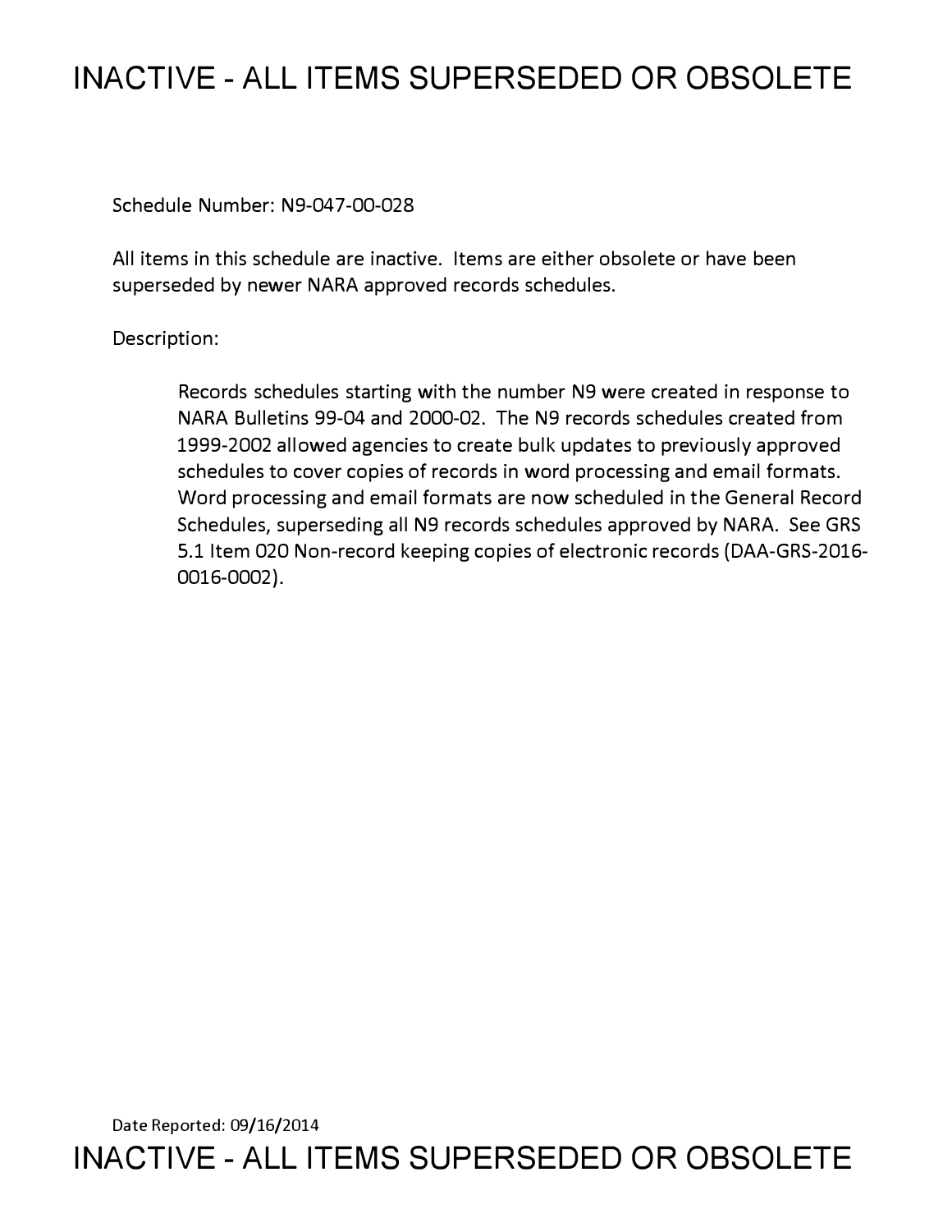# INACTIVE - ALL ITEMS SUPERSEDED OR OBSOLETE

Schedule Number: N9-047-00-028

All items in this schedule are inactive. Items are either obsolete or have been superseded by newer NARA approved records schedules.

Description:

> Records schedules starting with the number N9 were created in response to NARA Bulletins 99-04 and 2000-02. The N9 records schedules created from 1999-2002 allowed agencies to create bulk updates to previously approved schedules to cover copies of records in word processing and email formats. Word processing and email formats are now scheduled in the General Record Schedules, superseding all N9 records schedules approved by NARA. See GRS 5.1 Item 020 Non-record keeping copies of electronic records (DAA-GRS-2016-0016-0002).

Date Reported: 09/16/2014

# INACTIVE - ALL ITEMS SUPERSEDED OR OBSOLETE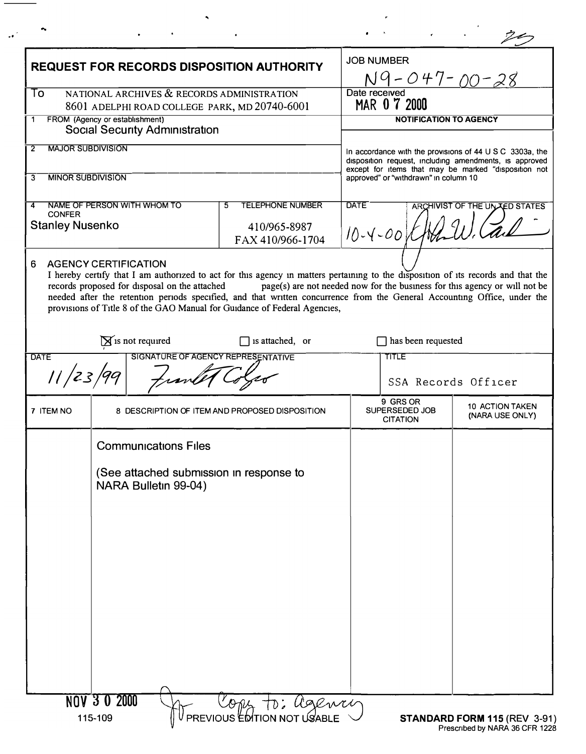## REQUEST FOR RECORDS DISPOSITION AUTHORITY

**JOB NUMBER:** N9-047-00-28

**To:** NATIONAL ARCHIVES & RECORDS ADMINISTRATION
8601 ADELPHI ROAD COLLEGE PARK, MD 20740-6001

**Date received:** MAR 0 7 2000

**1 FROM (Agency or establishment):** Social Security Administration

**2 MAJOR SUBDIVISION:**

**3 MINOR SUBDIVISION:**

**4 NAME OF PERSON WITH WHOM TO CONFER:** Stanley Nusenko

**5 TELEPHONE NUMBER:** 410/965-8987
FAX 410/966-1704

**NOTIFICATION TO AGENCY**

In accordance with the provisions of 44 U S C 3303a, the disposition request, including amendments, is approved except for items that may be marked "disposition not approved" or "withdrawn" in column 10

**DATE:** 10-4-00 **ARCHIVIST OF THE UNITED STATES:** [signature]

**6 AGENCY CERTIFICATION**

I hereby certify that I am authorized to act for this agency in matters pertaining to the disposition of its records and that the records proposed for disposal on the attached page(s) are not needed now for the business for this agency or will not be needed after the retention periods specified, and that written concurrence from the General Accounting Office, under the provisions of Title 8 of the GAO Manual for Guidance of Federal Agencies,

☒ is not required ☐ is attached, or ☐ has been requested

| DATE | SIGNATURE OF AGENCY REPRESENTATIVE | TITLE |
|---|---|---|
| 11/23/99 | [signature] | SSA Records Officer |

| 7 ITEM NO | 8 DESCRIPTION OF ITEM AND PROPOSED DISPOSITION | 9 GRS OR SUPERSEDED JOB CITATION | 10 ACTION TAKEN (NARA USE ONLY) |
|---|---|---|---|
| | Communications Files<br><br>(See attached submission in response to NARA Bulletin 99-04) | | |

NOV 3 0 2000 Copy to: agency

115-109 PREVIOUS EDITION NOT USABLE **STANDARD FORM 115** (REV 3-91) Prescribed by NARA 36 CFR 1228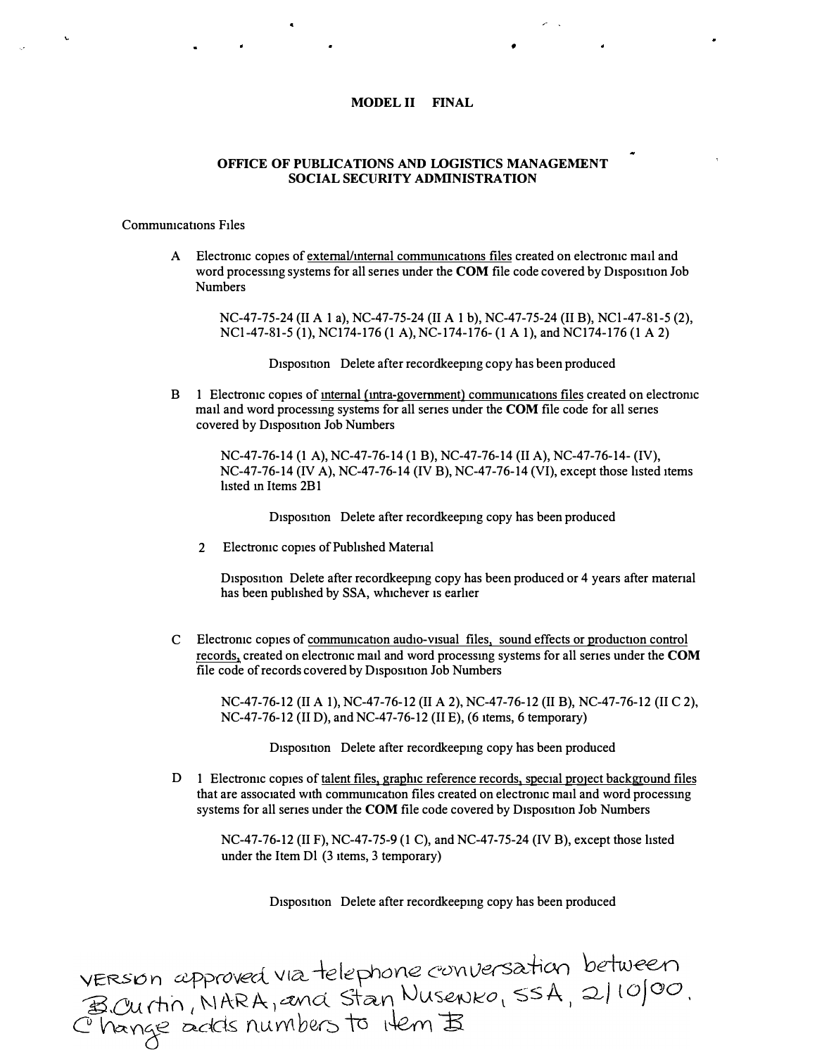**MODEL II FINAL**

**OFFICE OF PUBLICATIONS AND LOGISTICS MANAGEMENT**
**SOCIAL SECURITY ADMINISTRATION**

Communications Files

A Electronic copies of external/internal communications files created on electronic mail and word processing systems for all series under the **COM** file code covered by Disposition Job Numbers

NC-47-75-24 (II A 1 a), NC-47-75-24 (II A 1 b), NC-47-75-24 (II B), NC1-47-81-5 (2), NC1-47-81-5 (1), NC174-176 (1 A), NC-174-176- (1 A 1), and NC174-176 (1 A 2)

Disposition Delete after recordkeeping copy has been produced

B 1 Electronic copies of internal (intra-government) communications files created on electronic mail and word processing systems for all series under the **COM** file code for all series covered by Disposition Job Numbers

NC-47-76-14 (1 A), NC-47-76-14 (1 B), NC-47-76-14 (II A), NC-47-76-14- (IV), NC-47-76-14 (IV A), NC-47-76-14 (IV B), NC-47-76-14 (VI), except those listed items listed in Items 2B1

Disposition Delete after recordkeeping copy has been produced

2 Electronic copies of Published Material

Disposition Delete after recordkeeping copy has been produced or 4 years after material has been published by SSA, whichever is earlier

C Electronic copies of communication audio-visual files, sound effects or production control records, created on electronic mail and word processing systems for all series under the **COM** file code of records covered by Disposition Job Numbers

NC-47-76-12 (II A 1), NC-47-76-12 (II A 2), NC-47-76-12 (II B), NC-47-76-12 (II C 2), NC-47-76-12 (II D), and NC-47-76-12 (II E), (6 items, 6 temporary)

Disposition Delete after recordkeeping copy has been produced

D 1 Electronic copies of talent files, graphic reference records, special project background files that are associated with communication files created on electronic mail and word processing systems for all series under the **COM** file code covered by Disposition Job Numbers

NC-47-76-12 (II F), NC-47-75-9 (1 C), and NC-47-75-24 (IV B), except those listed under the Item D1 (3 items, 3 temporary)

Disposition Delete after recordkeeping copy has been produced

VERSION approved via telephone conversation between B.Curtin, NARA, and Stan Nusenko, SSA, 2/10/00. Change adds numbers to item B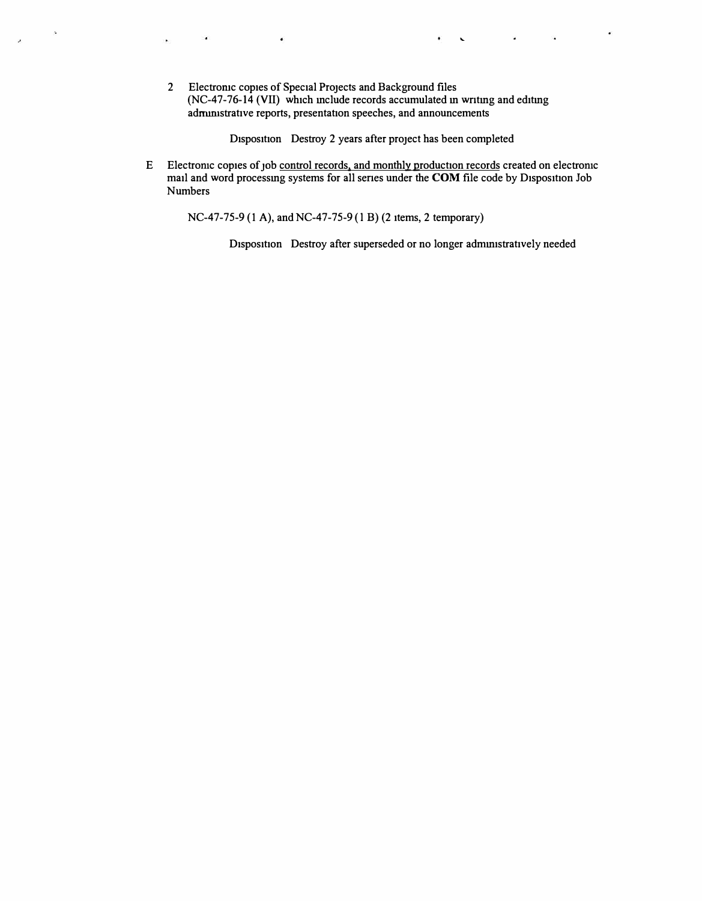2. Electronic copies of Special Projects and Background files (NC-47-76-14 (VII) which include records accumulated in writing and editing administrative reports, presentation speeches, and announcements

   Disposition Destroy 2 years after project has been completed

E. Electronic copies of job control records, and monthly production records created on electronic mail and word processing systems for all series under the **COM** file code by Disposition Job Numbers

   NC-47-75-9 (1 A), and NC-47-75-9 (1 B) (2 items, 2 temporary)

   Disposition Destroy after superseded or no longer administratively needed